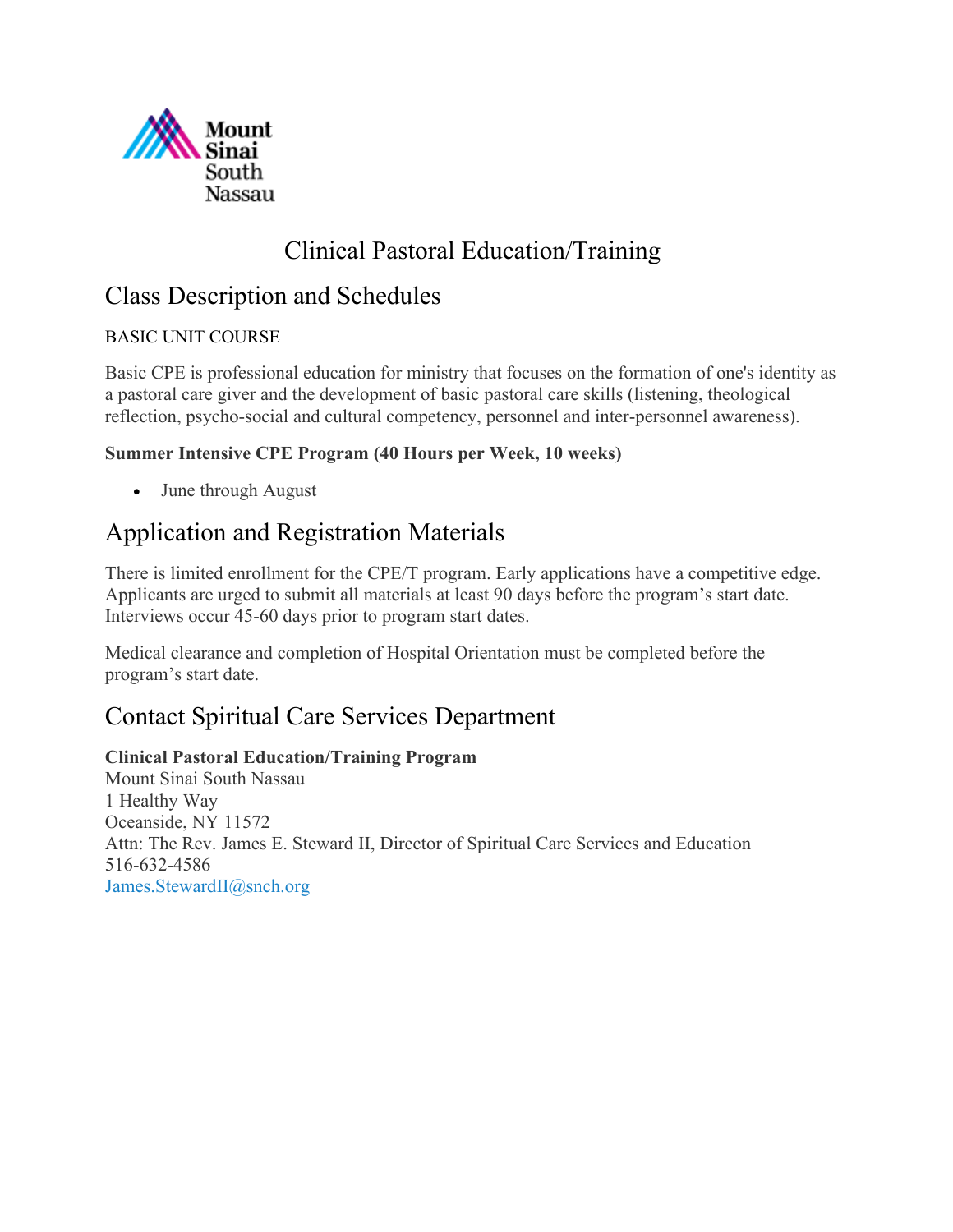Mount Sinai South Nassau

# Clinical Pastoral Education/Training

## Class Description and Schedules

BASIC UNIT COURSE

Basic CPE is professional education for ministry that focuses on the formation of one's identity as a pastoral care giver and the development of basic pastoral care skills (listening, theological reflection, psycho-social and cultural competency, personnel and inter-personnel awareness).

**Summer Intensive CPE Program (40 Hours per Week, 10 weeks)**

- June through August

## Application and Registration Materials

There is limited enrollment for the CPE/T program. Early applications have a competitive edge. Applicants are urged to submit all materials at least 90 days before the program's start date. Interviews occur 45-60 days prior to program start dates.

Medical clearance and completion of Hospital Orientation must be completed before the program's start date.

## Contact Spiritual Care Services Department

**Clinical Pastoral Education/Training Program**
Mount Sinai South Nassau
1 Healthy Way
Oceanside, NY 11572
Attn: The Rev. James E. Steward II, Director of Spiritual Care Services and Education
516-632-4586
James.StewardII@snch.org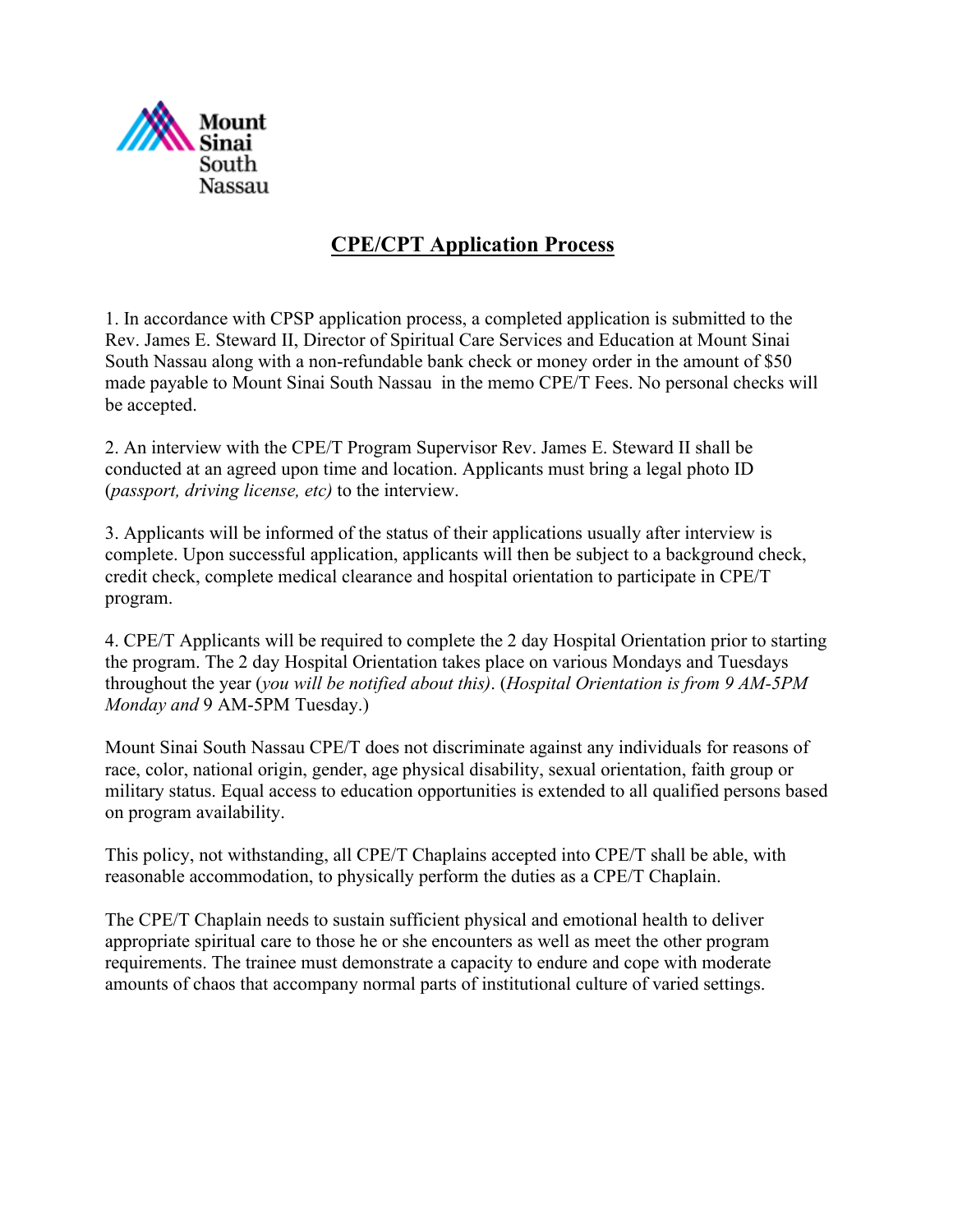Mount Sinai South Nassau

## CPE/CPT Application Process

1. In accordance with CPSP application process, a completed application is submitted to the Rev. James E. Steward II, Director of Spiritual Care Services and Education at Mount Sinai South Nassau along with a non-refundable bank check or money order in the amount of $50 made payable to Mount Sinai South Nassau in the memo CPE/T Fees. No personal checks will be accepted.

2. An interview with the CPE/T Program Supervisor Rev. James E. Steward II shall be conducted at an agreed upon time and location. Applicants must bring a legal photo ID (*passport, driving license, etc)* to the interview.

3. Applicants will be informed of the status of their applications usually after interview is complete. Upon successful application, applicants will then be subject to a background check, credit check, complete medical clearance and hospital orientation to participate in CPE/T program.

4. CPE/T Applicants will be required to complete the 2 day Hospital Orientation prior to starting the program. The 2 day Hospital Orientation takes place on various Mondays and Tuesdays throughout the year (*you will be notified about this)*. (*Hospital Orientation is from 9 AM-5PM Monday and* 9 AM-5PM Tuesday.)

Mount Sinai South Nassau CPE/T does not discriminate against any individuals for reasons of race, color, national origin, gender, age physical disability, sexual orientation, faith group or military status. Equal access to education opportunities is extended to all qualified persons based on program availability.

This policy, not withstanding, all CPE/T Chaplains accepted into CPE/T shall be able, with reasonable accommodation, to physically perform the duties as a CPE/T Chaplain.

The CPE/T Chaplain needs to sustain sufficient physical and emotional health to deliver appropriate spiritual care to those he or she encounters as well as meet the other program requirements. The trainee must demonstrate a capacity to endure and cope with moderate amounts of chaos that accompany normal parts of institutional culture of varied settings.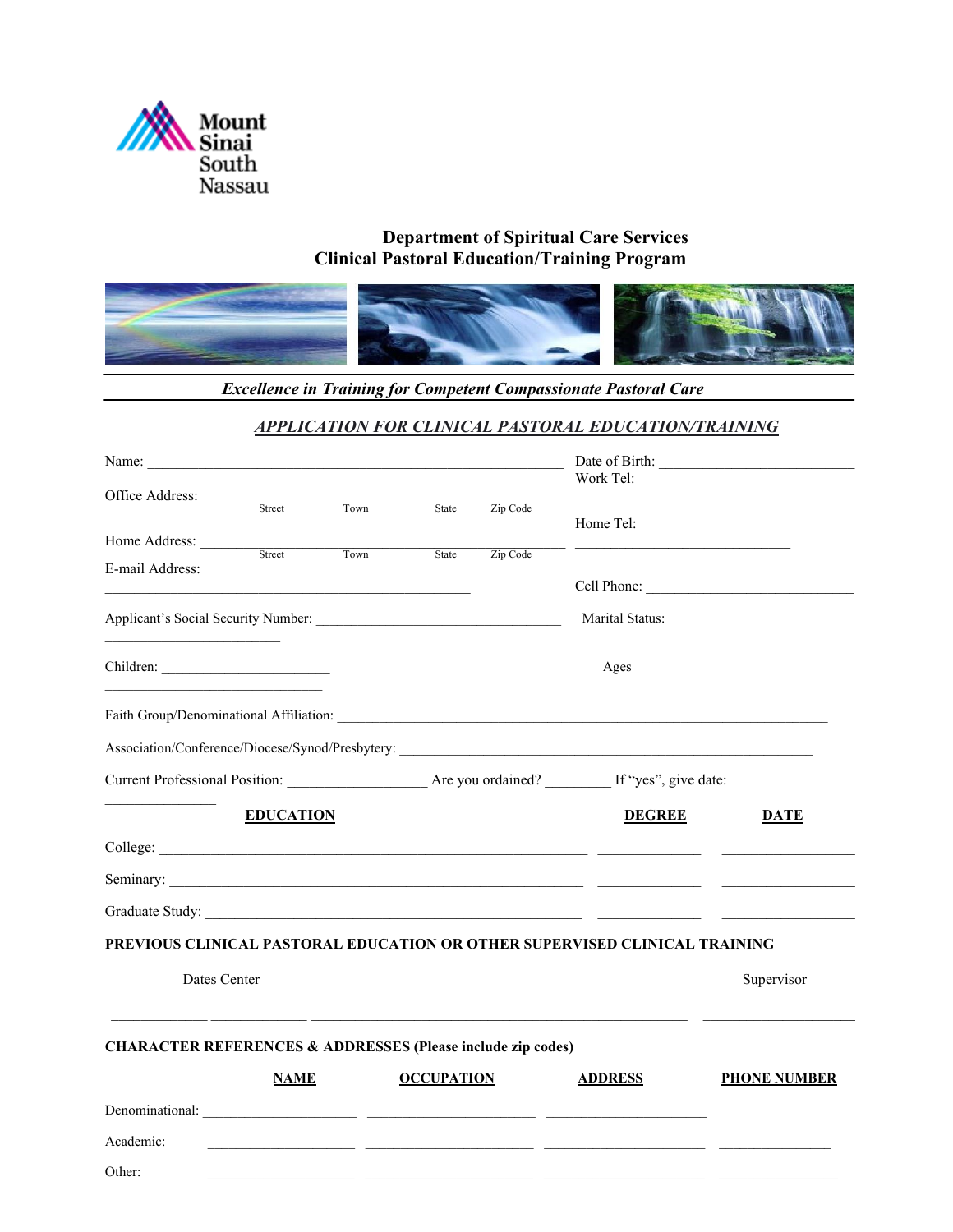Mount Sinai South Nassau

**Department of Spiritual Care Services**
**Clinical Pastoral Education/Training Program**

***Excellence in Training for Competent Compassionate Pastoral Care***

## ***APPLICATION FOR CLINICAL PASTORAL EDUCATION/TRAINING***

Name: ____________________________________________________ Date of Birth: __________________________

Work Tel: ______________________________

Office Address: ___________________________________________
Street Town State Zip Code

Home Tel: ______________________________

Home Address: ___________________________________________
Street Town State Zip Code

E-mail Address: ___________________________________________________

Cell Phone: ______________________________

Applicant's Social Security Number: _________________________________ Marital Status: ________________________

Children: ________________________ Ages ____________________________

Faith Group/Denominational Affiliation: _____________________________________________________________________

Association/Conference/Diocese/Synod/Presbytery: _________________________________________________________

Current Professional Position: ___________________ Are you ordained? _________ If "yes", give date: _______________

| **EDUCATION** | **DEGREE** | **DATE** |
|---|---|---|
| College: ______________________________ | ______________ | ______________ |
| Seminary: ______________________________ | ______________ | ______________ |
| Graduate Study: ______________________________ | ______________ | ______________ |

**PREVIOUS CLINICAL PASTORAL EDUCATION OR OTHER SUPERVISED CLINICAL TRAINING**

| Dates | | Center | Supervisor |
|---|---|---|---|
| ____________ | ____________ | ______________________________ | ____________________ |

**CHARACTER REFERENCES & ADDRESSES (Please include zip codes)**

| | **NAME** | **OCCUPATION** | **ADDRESS** | **PHONE NUMBER** |
|---|---|---|---|---|
| Denominational: | ____________________ | ____________________ | ____________________ | |
| Academic: | ____________________ | ____________________ | ____________________ | ________________ |
| Other: | ____________________ | ____________________ | ____________________ | ________________ |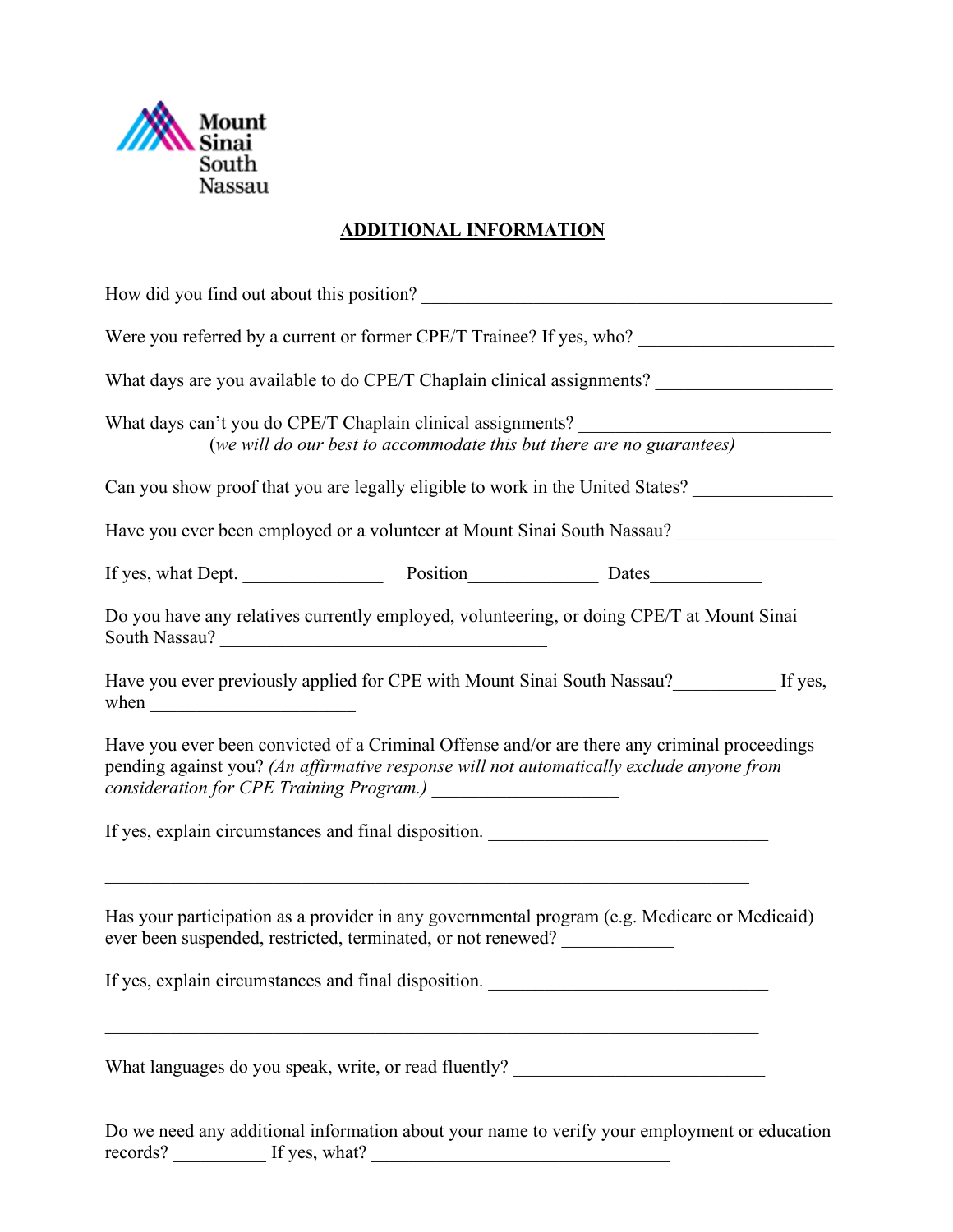Mount Sinai South Nassau

## ADDITIONAL INFORMATION

How did you find out about this position? ______________________________________________

Were you referred by a current or former CPE/T Trainee? If yes, who? ____________________

What days are you available to do CPE/T Chaplain clinical assignments? __________________

What days can't you do CPE/T Chaplain clinical assignments? __________________________
(*we will do our best to accommodate this but there are no guarantees)*

Can you show proof that you are legally eligible to work in the United States? ______________

Have you ever been employed or a volunteer at Mount Sinai South Nassau? ________________

If yes, what Dept. _______________ Position______________ Dates____________

Do you have any relatives currently employed, volunteering, or doing CPE/T at Mount Sinai South Nassau? ____________________________________

Have you ever previously applied for CPE with Mount Sinai South Nassau?___________ If yes, when ______________________

Have you ever been convicted of a Criminal Offense and/or are there any criminal proceedings pending against you? *(An affirmative response will not automatically exclude anyone from consideration for CPE Training Program.)* ____________________

If yes, explain circumstances and final disposition. ______________________________

________________________________________________________________________

Has your participation as a provider in any governmental program (e.g. Medicare or Medicaid) ever been suspended, restricted, terminated, or not renewed? ____________

If yes, explain circumstances and final disposition. ______________________________

________________________________________________________________________

What languages do you speak, write, or read fluently? ___________________________

Do we need any additional information about your name to verify your employment or education records? __________ If yes, what? _________________________________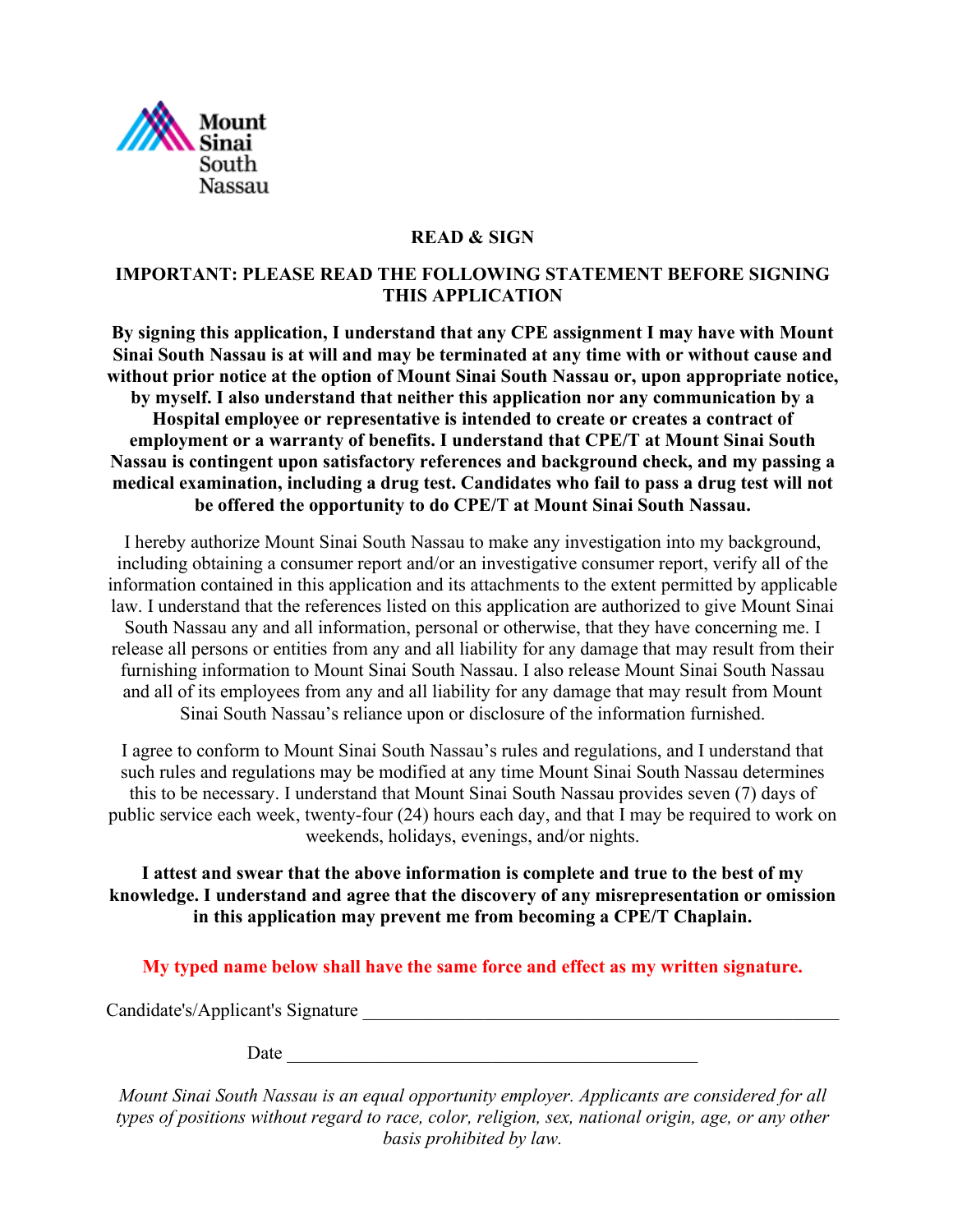Mount Sinai South Nassau

## READ & SIGN

### IMPORTANT: PLEASE READ THE FOLLOWING STATEMENT BEFORE SIGNING THIS APPLICATION

**By signing this application, I understand that any CPE assignment I may have with Mount Sinai South Nassau is at will and may be terminated at any time with or without cause and without prior notice at the option of Mount Sinai South Nassau or, upon appropriate notice, by myself. I also understand that neither this application nor any communication by a Hospital employee or representative is intended to create or creates a contract of employment or a warranty of benefits. I understand that CPE/T at Mount Sinai South Nassau is contingent upon satisfactory references and background check, and my passing a medical examination, including a drug test. Candidates who fail to pass a drug test will not be offered the opportunity to do CPE/T at Mount Sinai South Nassau.**

I hereby authorize Mount Sinai South Nassau to make any investigation into my background, including obtaining a consumer report and/or an investigative consumer report, verify all of the information contained in this application and its attachments to the extent permitted by applicable law. I understand that the references listed on this application are authorized to give Mount Sinai South Nassau any and all information, personal or otherwise, that they have concerning me. I release all persons or entities from any and all liability for any damage that may result from their furnishing information to Mount Sinai South Nassau. I also release Mount Sinai South Nassau and all of its employees from any and all liability for any damage that may result from Mount Sinai South Nassau's reliance upon or disclosure of the information furnished.

I agree to conform to Mount Sinai South Nassau's rules and regulations, and I understand that such rules and regulations may be modified at any time Mount Sinai South Nassau determines this to be necessary. I understand that Mount Sinai South Nassau provides seven (7) days of public service each week, twenty-four (24) hours each day, and that I may be required to work on weekends, holidays, evenings, and/or nights.

**I attest and swear that the above information is complete and true to the best of my knowledge. I understand and agree that the discovery of any misrepresentation or omission in this application may prevent me from becoming a CPE/T Chaplain.**

**My typed name below shall have the same force and effect as my written signature.**

Candidate's/Applicant's Signature ____________________________________________

Date ________________________________________

*Mount Sinai South Nassau is an equal opportunity employer. Applicants are considered for all types of positions without regard to race, color, religion, sex, national origin, age, or any other basis prohibited by law.*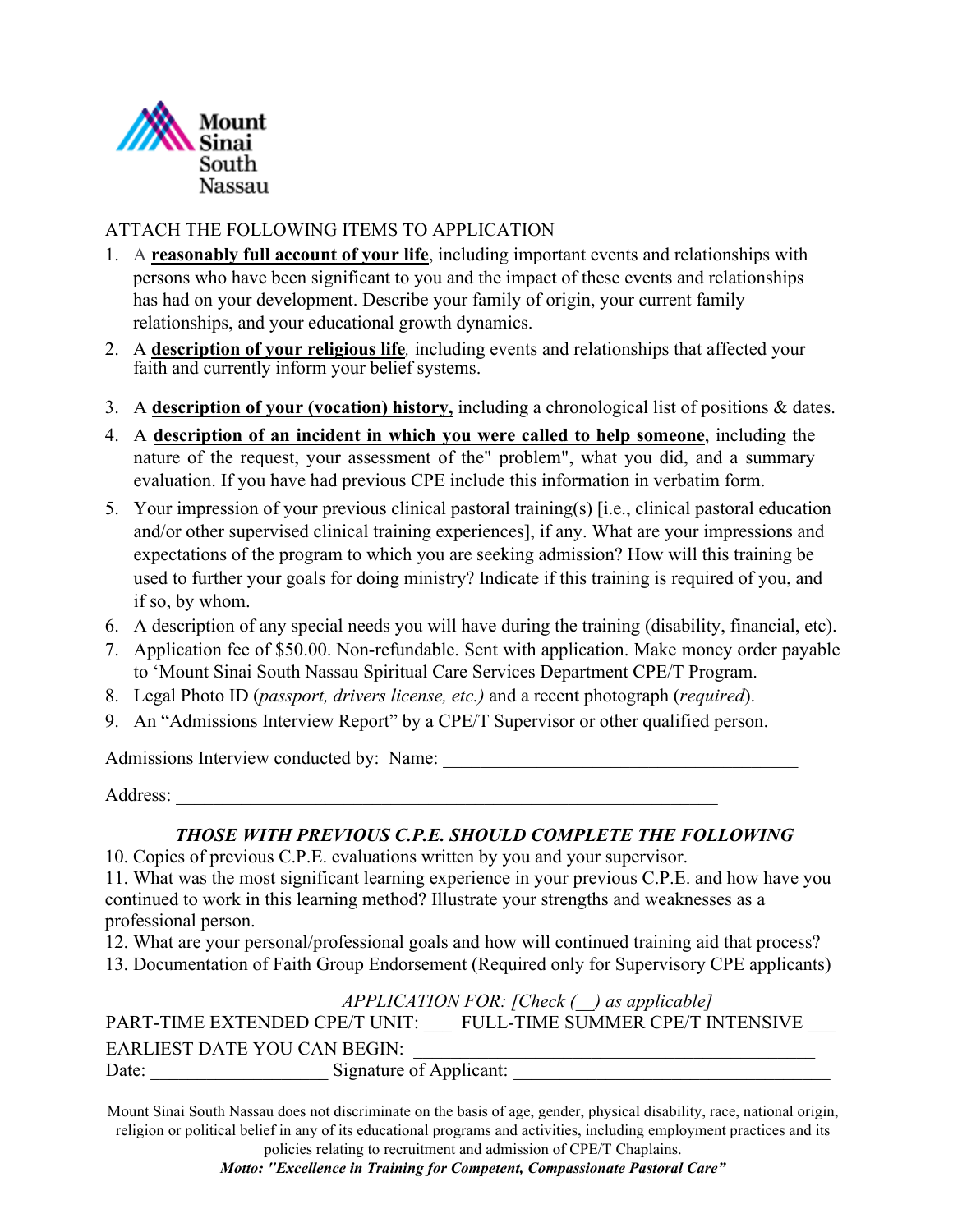Mount Sinai South Nassau

ATTACH THE FOLLOWING ITEMS TO APPLICATION

1. A **reasonably full account of your life**, including important events and relationships with persons who have been significant to you and the impact of these events and relationships has had on your development. Describe your family of origin, your current family relationships, and your educational growth dynamics.
2. A **description of your religious life***,* including events and relationships that affected your faith and currently inform your belief systems.
3. A **description of your (vocation) history,** including a chronological list of positions & dates.
4. A **description of an incident in which you were called to help someone**, including the nature of the request, your assessment of the" problem", what you did, and a summary evaluation. If you have had previous CPE include this information in verbatim form.
5. Your impression of your previous clinical pastoral training(s) [i.e., clinical pastoral education and/or other supervised clinical training experiences], if any. What are your impressions and expectations of the program to which you are seeking admission? How will this training be used to further your goals for doing ministry? Indicate if this training is required of you, and if so, by whom.
6. A description of any special needs you will have during the training (disability, financial, etc).
7. Application fee of $50.00. Non-refundable. Sent with application. Make money order payable to 'Mount Sinai South Nassau Spiritual Care Services Department CPE/T Program.
8. Legal Photo ID (*passport, drivers license, etc.)* and a recent photograph (*required*).
9. An "Admissions Interview Report" by a CPE/T Supervisor or other qualified person.

Admissions Interview conducted by: Name: ______________________________________

Address: ____________________________________________________________

***THOSE WITH PREVIOUS C.P.E. SHOULD COMPLETE THE FOLLOWING***

10. Copies of previous C.P.E. evaluations written by you and your supervisor.
11. What was the most significant learning experience in your previous C.P.E. and how have you continued to work in this learning method? Illustrate your strengths and weaknesses as a professional person.
12. What are your personal/professional goals and how will continued training aid that process?
13. Documentation of Faith Group Endorsement (Required only for Supervisory CPE applicants)

*APPLICATION FOR: [Check (__) as applicable]*

PART-TIME EXTENDED CPE/T UNIT: ___ FULL-TIME SUMMER CPE/T INTENSIVE ___

EARLIEST DATE YOU CAN BEGIN: ____________________________________________

Date: __________________ Signature of Applicant: _________________________________

Mount Sinai South Nassau does not discriminate on the basis of age, gender, physical disability, race, national origin, religion or political belief in any of its educational programs and activities, including employment practices and its policies relating to recruitment and admission of CPE/T Chaplains.

***Motto: "Excellence in Training for Competent, Compassionate Pastoral Care"***